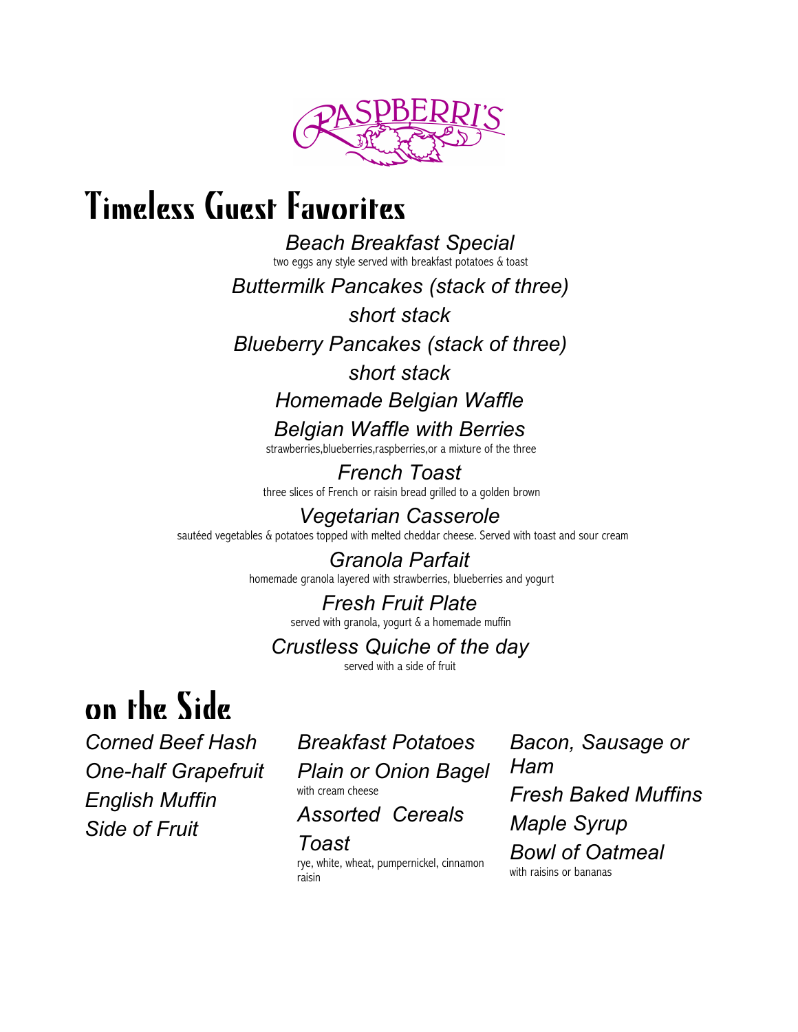# RASPBERRI'S

## Timeless Guest Favorites

*Beach Breakfast Special*
two eggs any style served with breakfast potatoes & toast

*Buttermilk Pancakes (stack of three)*

*short stack*

*Blueberry Pancakes (stack of three)*

*short stack*

*Homemade Belgian Waffle*

*Belgian Waffle with Berries*
strawberries,blueberries,raspberries,or a mixture of the three

*French Toast*
three slices of French or raisin bread grilled to a golden brown

*Vegetarian Casserole*
sautéed vegetables & potatoes topped with melted cheddar cheese. Served with toast and sour cream

*Granola Parfait*
homemade granola layered with strawberries, blueberries and yogurt

*Fresh Fruit Plate*
served with granola, yogurt & a homemade muffin

*Crustless Quiche of the day*
served with a side of fruit

## on the Side

*Corned Beef Hash*

*One-half Grapefruit*

*English Muffin*

*Side of Fruit*

*Breakfast Potatoes*

*Plain or Onion Bagel*
with cream cheese

*Assorted Cereals*

*Toast*
rye, white, wheat, pumpernickel, cinnamon raisin

*Bacon, Sausage or Ham*

*Fresh Baked Muffins*

*Maple Syrup*

*Bowl of Oatmeal*
with raisins or bananas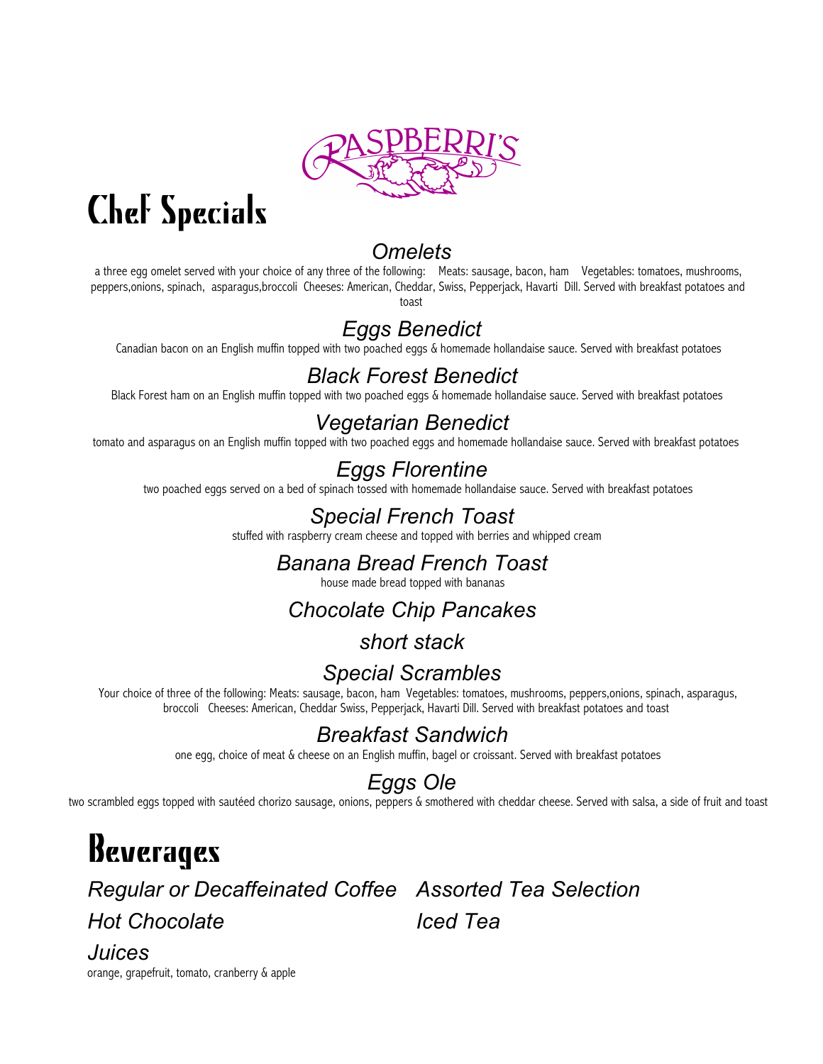RASPBERRI'S

# Chef Specials

### *Omelets*

a three egg omelet served with your choice of any three of the following: Meats: sausage, bacon, ham Vegetables: tomatoes, mushrooms, peppers,onions, spinach, asparagus,broccoli Cheeses: American, Cheddar, Swiss, Pepperjack, Havarti Dill. Served with breakfast potatoes and toast

### *Eggs Benedict*

Canadian bacon on an English muffin topped with two poached eggs & homemade hollandaise sauce. Served with breakfast potatoes

### *Black Forest Benedict*

Black Forest ham on an English muffin topped with two poached eggs & homemade hollandaise sauce. Served with breakfast potatoes

### *Vegetarian Benedict*

tomato and asparagus on an English muffin topped with two poached eggs and homemade hollandaise sauce. Served with breakfast potatoes

### *Eggs Florentine*

two poached eggs served on a bed of spinach tossed with homemade hollandaise sauce. Served with breakfast potatoes

### *Special French Toast*

stuffed with raspberry cream cheese and topped with berries and whipped cream

### *Banana Bread French Toast*

house made bread topped with bananas

### *Chocolate Chip Pancakes*

### *short stack*

### *Special Scrambles*

Your choice of three of the following: Meats: sausage, bacon, ham Vegetables: tomatoes, mushrooms, peppers,onions, spinach, asparagus, broccoli Cheeses: American, Cheddar Swiss, Pepperjack, Havarti Dill. Served with breakfast potatoes and toast

### *Breakfast Sandwich*

one egg, choice of meat & cheese on an English muffin, bagel or croissant. Served with breakfast potatoes

### *Eggs Ole*

two scrambled eggs topped with sautéed chorizo sausage, onions, peppers & smothered with cheddar cheese. Served with salsa, a side of fruit and toast

# Beverages

*Regular or Decaffeinated Coffee*

*Assorted Tea Selection*

*Hot Chocolate*

*Iced Tea*

*Juices*

orange, grapefruit, tomato, cranberry & apple